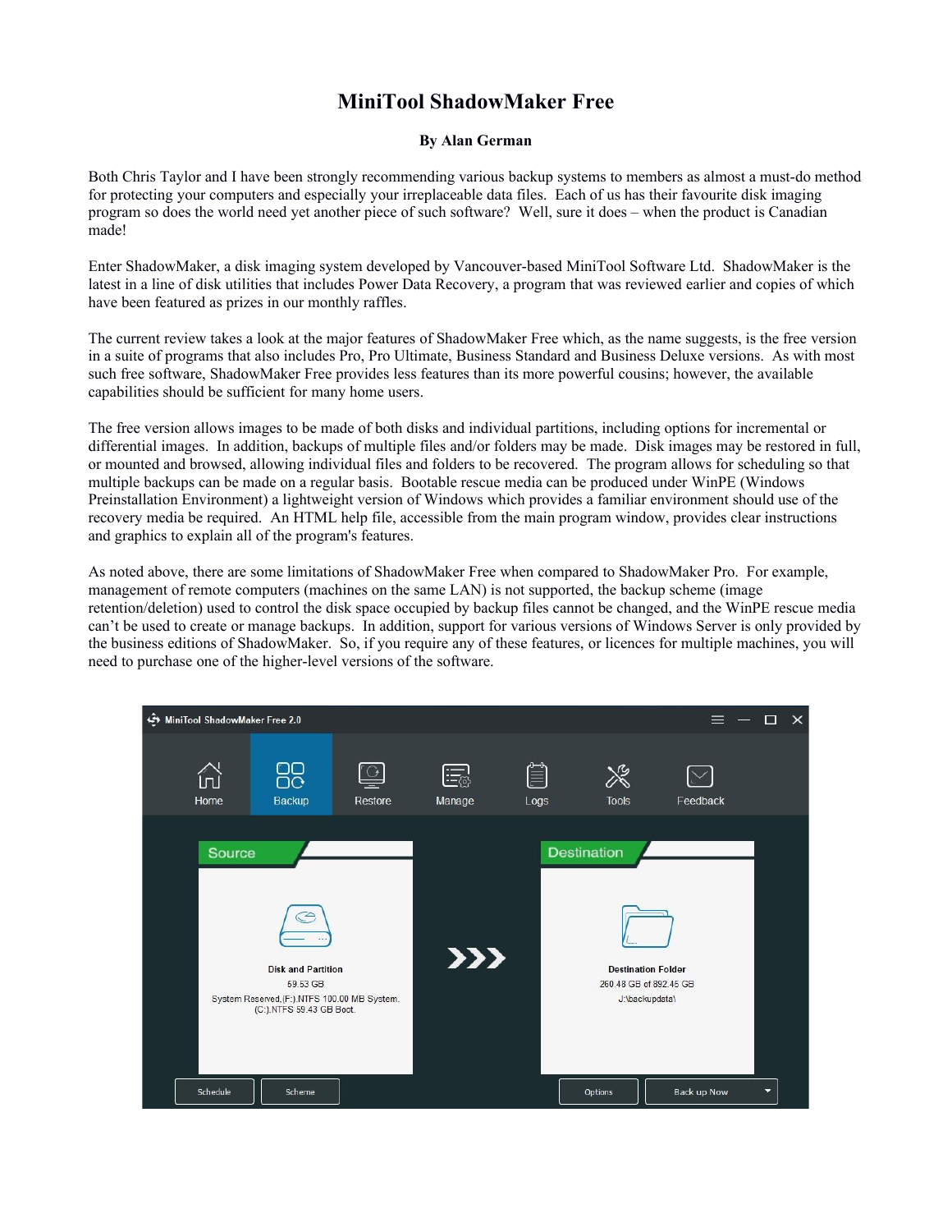# MiniTool ShadowMaker Free

**By Alan German**

Both Chris Taylor and I have been strongly recommending various backup systems to members as almost a must-do method for protecting your computers and especially your irreplaceable data files. Each of us has their favourite disk imaging program so does the world need yet another piece of such software? Well, sure it does – when the product is Canadian made!

Enter ShadowMaker, a disk imaging system developed by Vancouver-based MiniTool Software Ltd. ShadowMaker is the latest in a line of disk utilities that includes Power Data Recovery, a program that was reviewed earlier and copies of which have been featured as prizes in our monthly raffles.

The current review takes a look at the major features of ShadowMaker Free which, as the name suggests, is the free version in a suite of programs that also includes Pro, Pro Ultimate, Business Standard and Business Deluxe versions. As with most such free software, ShadowMaker Free provides less features than its more powerful cousins; however, the available capabilities should be sufficient for many home users.

The free version allows images to be made of both disks and individual partitions, including options for incremental or differential images. In addition, backups of multiple files and/or folders may be made. Disk images may be restored in full, or mounted and browsed, allowing individual files and folders to be recovered. The program allows for scheduling so that multiple backups can be made on a regular basis. Bootable rescue media can be produced under WinPE (Windows Preinstallation Environment) a lightweight version of Windows which provides a familiar environment should use of the recovery media be required. An HTML help file, accessible from the main program window, provides clear instructions and graphics to explain all of the program's features.

As noted above, there are some limitations of ShadowMaker Free when compared to ShadowMaker Pro. For example, management of remote computers (machines on the same LAN) is not supported, the backup scheme (image retention/deletion) used to control the disk space occupied by backup files cannot be changed, and the WinPE rescue media can't be used to create or manage backups. In addition, support for various versions of Windows Server is only provided by the business editions of ShadowMaker. So, if you require any of these features, or licences for multiple machines, you will need to purchase one of the higher-level versions of the software.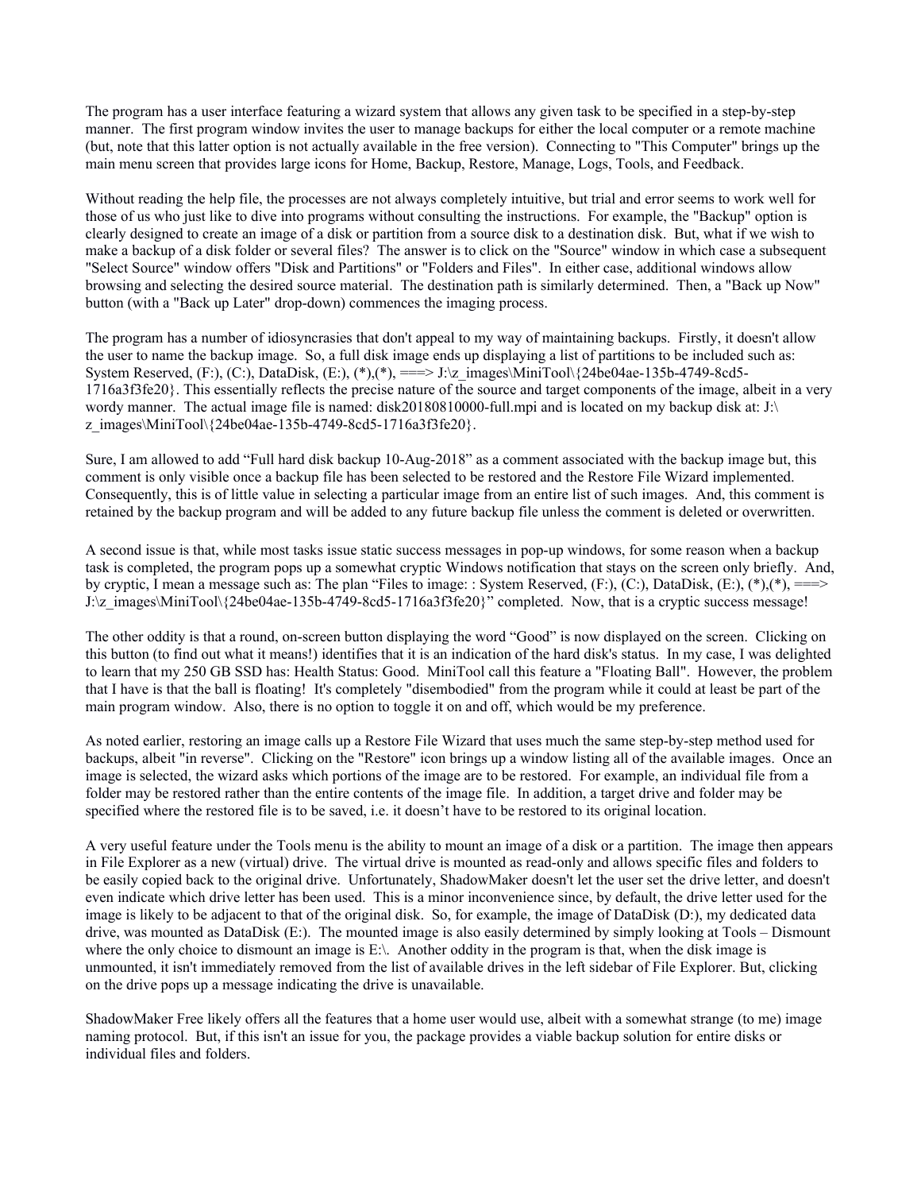The program has a user interface featuring a wizard system that allows any given task to be specified in a step-by-step manner. The first program window invites the user to manage backups for either the local computer or a remote machine (but, note that this latter option is not actually available in the free version). Connecting to "This Computer" brings up the main menu screen that provides large icons for Home, Backup, Restore, Manage, Logs, Tools, and Feedback.

Without reading the help file, the processes are not always completely intuitive, but trial and error seems to work well for those of us who just like to dive into programs without consulting the instructions. For example, the "Backup" option is clearly designed to create an image of a disk or partition from a source disk to a destination disk. But, what if we wish to make a backup of a disk folder or several files? The answer is to click on the "Source" window in which case a subsequent "Select Source" window offers "Disk and Partitions" or "Folders and Files". In either case, additional windows allow browsing and selecting the desired source material. The destination path is similarly determined. Then, a "Back up Now" button (with a "Back up Later" drop-down) commences the imaging process.

The program has a number of idiosyncrasies that don't appeal to my way of maintaining backups. Firstly, it doesn't allow the user to name the backup image. So, a full disk image ends up displaying a list of partitions to be included such as: System Reserved, (F:), (C:), DataDisk, (E:), (*),(*), ===> J:\z_images\MiniTool\{24be04ae-135b-4749-8cd5-1716a3f3fe20}. This essentially reflects the precise nature of the source and target components of the image, albeit in a very wordy manner. The actual image file is named: disk20180810000-full.mpi and is located on my backup disk at: J:\z_images\MiniTool\{24be04ae-135b-4749-8cd5-1716a3f3fe20}.

Sure, I am allowed to add "Full hard disk backup 10-Aug-2018" as a comment associated with the backup image but, this comment is only visible once a backup file has been selected to be restored and the Restore File Wizard implemented. Consequently, this is of little value in selecting a particular image from an entire list of such images. And, this comment is retained by the backup program and will be added to any future backup file unless the comment is deleted or overwritten.

A second issue is that, while most tasks issue static success messages in pop-up windows, for some reason when a backup task is completed, the program pops up a somewhat cryptic Windows notification that stays on the screen only briefly. And, by cryptic, I mean a message such as: The plan "Files to image: : System Reserved, (F:), (C:), DataDisk, (E:), (*),(*), ===> J:\z_images\MiniTool\{24be04ae-135b-4749-8cd5-1716a3f3fe20}" completed. Now, that is a cryptic success message!

The other oddity is that a round, on-screen button displaying the word "Good" is now displayed on the screen. Clicking on this button (to find out what it means!) identifies that it is an indication of the hard disk's status. In my case, I was delighted to learn that my 250 GB SSD has: Health Status: Good. MiniTool call this feature a "Floating Ball". However, the problem that I have is that the ball is floating! It's completely "disembodied" from the program while it could at least be part of the main program window. Also, there is no option to toggle it on and off, which would be my preference.

As noted earlier, restoring an image calls up a Restore File Wizard that uses much the same step-by-step method used for backups, albeit "in reverse". Clicking on the "Restore" icon brings up a window listing all of the available images. Once an image is selected, the wizard asks which portions of the image are to be restored. For example, an individual file from a folder may be restored rather than the entire contents of the image file. In addition, a target drive and folder may be specified where the restored file is to be saved, i.e. it doesn't have to be restored to its original location.

A very useful feature under the Tools menu is the ability to mount an image of a disk or a partition. The image then appears in File Explorer as a new (virtual) drive. The virtual drive is mounted as read-only and allows specific files and folders to be easily copied back to the original drive. Unfortunately, ShadowMaker doesn't let the user set the drive letter, and doesn't even indicate which drive letter has been used. This is a minor inconvenience since, by default, the drive letter used for the image is likely to be adjacent to that of the original disk. So, for example, the image of DataDisk (D:), my dedicated data drive, was mounted as DataDisk (E:). The mounted image is also easily determined by simply looking at Tools – Dismount where the only choice to dismount an image is E:\. Another oddity in the program is that, when the disk image is unmounted, it isn't immediately removed from the list of available drives in the left sidebar of File Explorer. But, clicking on the drive pops up a message indicating the drive is unavailable.

ShadowMaker Free likely offers all the features that a home user would use, albeit with a somewhat strange (to me) image naming protocol. But, if this isn't an issue for you, the package provides a viable backup solution for entire disks or individual files and folders.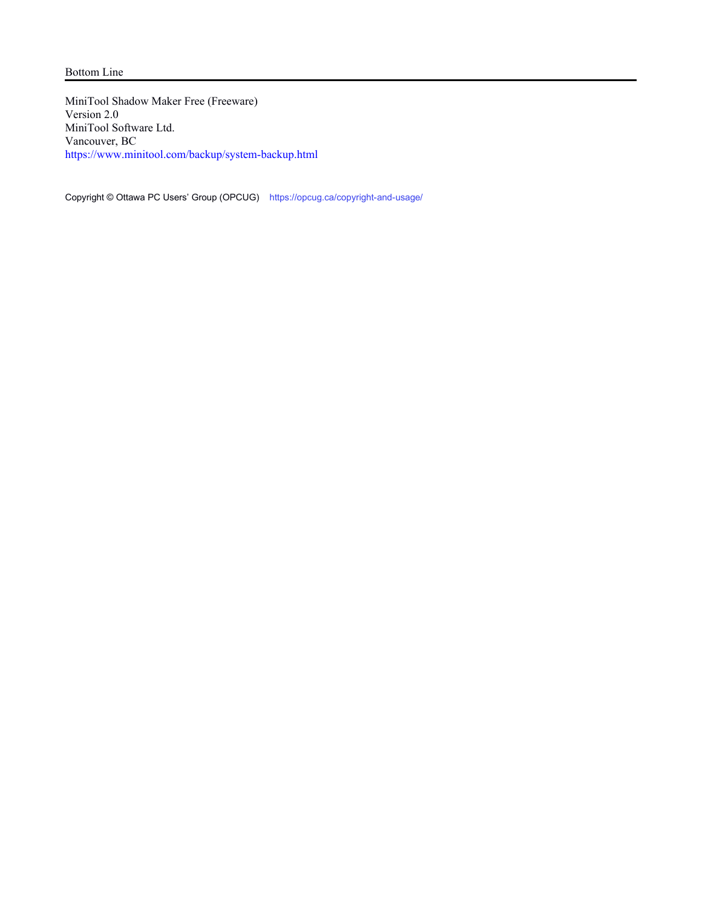## Bottom Line

MiniTool Shadow Maker Free (Freeware)
Version 2.0
MiniTool Software Ltd.
Vancouver, BC
https://www.minitool.com/backup/system-backup.html

Copyright © Ottawa PC Users' Group (OPCUG) https://opcug.ca/copyright-and-usage/